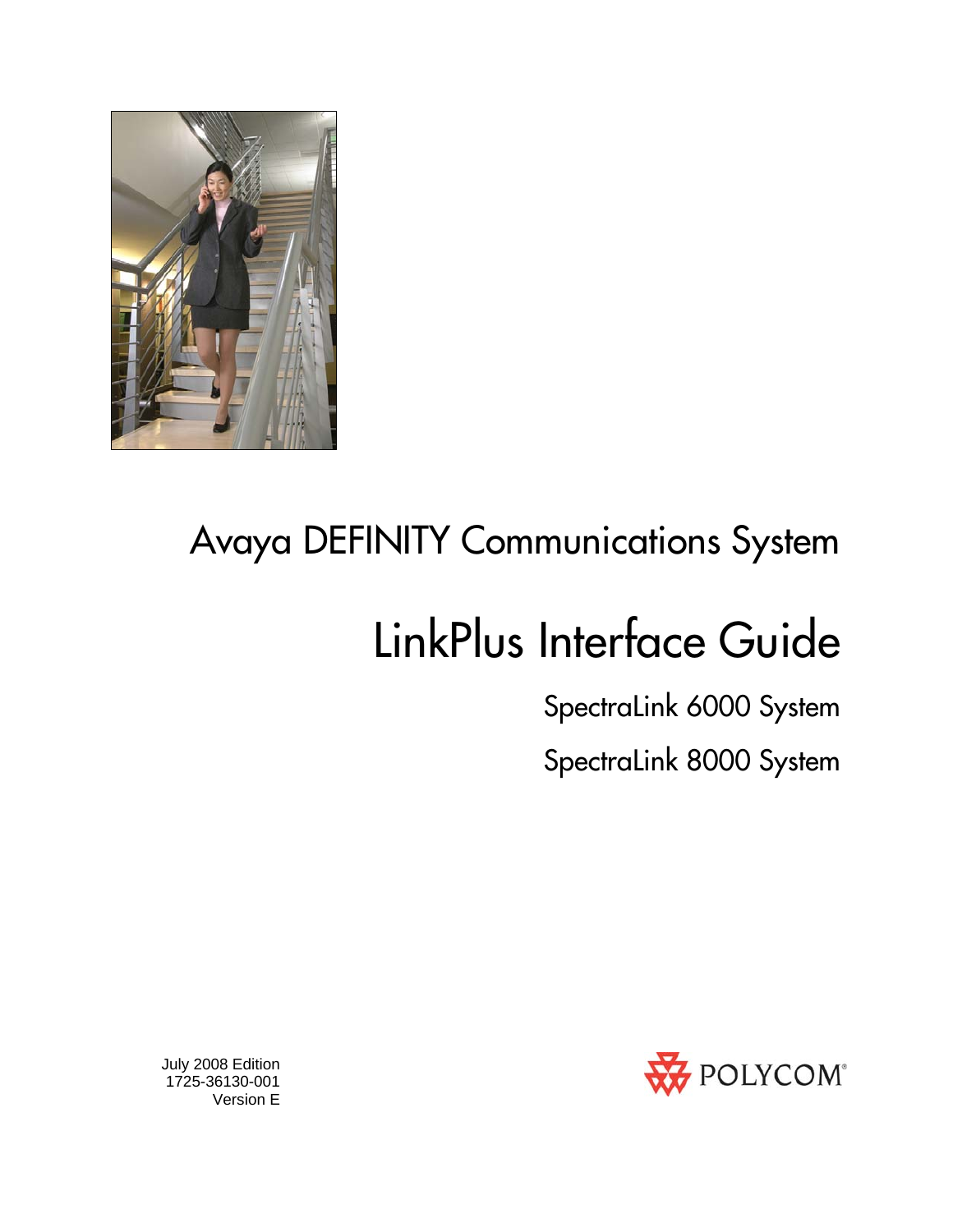# Avaya DEFINITY Communications System

# LinkPlus Interface Guide

## SpectraLink 6000 System

## SpectraLink 8000 System

July 2008 Edition
1725-36130-001
Version E

POLYCOM®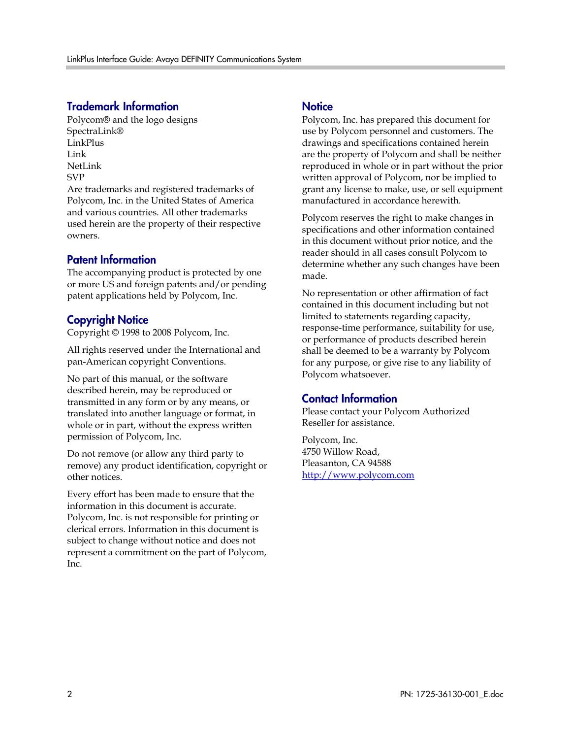## Trademark Information

Polycom® and the logo designs
SpectraLink®
LinkPlus
Link
NetLink
SVP
Are trademarks and registered trademarks of Polycom, Inc. in the United States of America and various countries. All other trademarks used herein are the property of their respective owners.

## Patent Information

The accompanying product is protected by one or more US and foreign patents and/or pending patent applications held by Polycom, Inc.

## Copyright Notice

Copyright © 1998 to 2008 Polycom, Inc.

All rights reserved under the International and pan-American copyright Conventions.

No part of this manual, or the software described herein, may be reproduced or transmitted in any form or by any means, or translated into another language or format, in whole or in part, without the express written permission of Polycom, Inc.

Do not remove (or allow any third party to remove) any product identification, copyright or other notices.

Every effort has been made to ensure that the information in this document is accurate. Polycom, Inc. is not responsible for printing or clerical errors. Information in this document is subject to change without notice and does not represent a commitment on the part of Polycom, Inc.

## Notice

Polycom, Inc. has prepared this document for use by Polycom personnel and customers. The drawings and specifications contained herein are the property of Polycom and shall be neither reproduced in whole or in part without the prior written approval of Polycom, nor be implied to grant any license to make, use, or sell equipment manufactured in accordance herewith.

Polycom reserves the right to make changes in specifications and other information contained in this document without prior notice, and the reader should in all cases consult Polycom to determine whether any such changes have been made.

No representation or other affirmation of fact contained in this document including but not limited to statements regarding capacity, response-time performance, suitability for use, or performance of products described herein shall be deemed to be a warranty by Polycom for any purpose, or give rise to any liability of Polycom whatsoever.

## Contact Information

Please contact your Polycom Authorized Reseller for assistance.

Polycom, Inc.
4750 Willow Road,
Pleasanton, CA 94588
http://www.polycom.com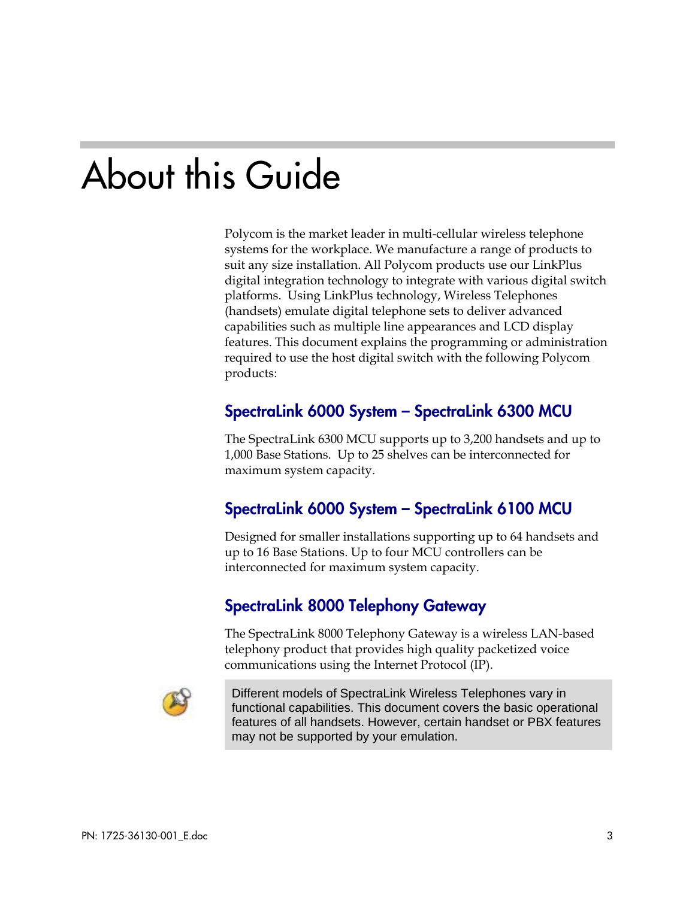# About this Guide

Polycom is the market leader in multi-cellular wireless telephone systems for the workplace. We manufacture a range of products to suit any size installation. All Polycom products use our LinkPlus digital integration technology to integrate with various digital switch platforms. Using LinkPlus technology, Wireless Telephones (handsets) emulate digital telephone sets to deliver advanced capabilities such as multiple line appearances and LCD display features. This document explains the programming or administration required to use the host digital switch with the following Polycom products:

## SpectraLink 6000 System – SpectraLink 6300 MCU

The SpectraLink 6300 MCU supports up to 3,200 handsets and up to 1,000 Base Stations. Up to 25 shelves can be interconnected for maximum system capacity.

## SpectraLink 6000 System – SpectraLink 6100 MCU

Designed for smaller installations supporting up to 64 handsets and up to 16 Base Stations. Up to four MCU controllers can be interconnected for maximum system capacity.

## SpectraLink 8000 Telephony Gateway

The SpectraLink 8000 Telephony Gateway is a wireless LAN-based telephony product that provides high quality packetized voice communications using the Internet Protocol (IP).

> Different models of SpectraLink Wireless Telephones vary in functional capabilities. This document covers the basic operational features of all handsets. However, certain handset or PBX features may not be supported by your emulation.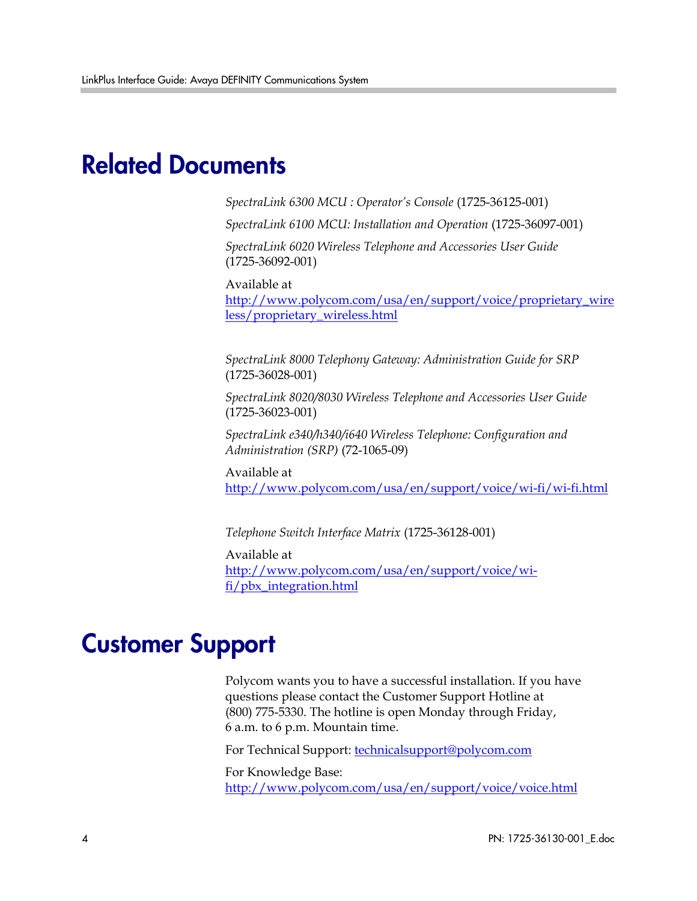# Related Documents

*SpectraLink 6300 MCU : Operator's Console* (1725-36125-001)

*SpectraLink 6100 MCU: Installation and Operation* (1725-36097-001)

*SpectraLink 6020 Wireless Telephone and Accessories User Guide* (1725-36092-001)

Available at
http://www.polycom.com/usa/en/support/voice/proprietary_wireless/proprietary_wireless.html

*SpectraLink 8000 Telephony Gateway: Administration Guide for SRP* (1725-36028-001)

*SpectraLink 8020/8030 Wireless Telephone and Accessories User Guide* (1725-36023-001)

*SpectraLink e340/h340/i640 Wireless Telephone: Configuration and Administration (SRP)* (72-1065-09)

Available at
http://www.polycom.com/usa/en/support/voice/wi-fi/wi-fi.html

*Telephone Switch Interface Matrix* (1725-36128-001)

Available at
http://www.polycom.com/usa/en/support/voice/wi-fi/pbx_integration.html

# Customer Support

Polycom wants you to have a successful installation. If you have questions please contact the Customer Support Hotline at (800) 775-5330. The hotline is open Monday through Friday, 6 a.m. to 6 p.m. Mountain time.

For Technical Support: technicalsupport@polycom.com

For Knowledge Base:
http://www.polycom.com/usa/en/support/voice/voice.html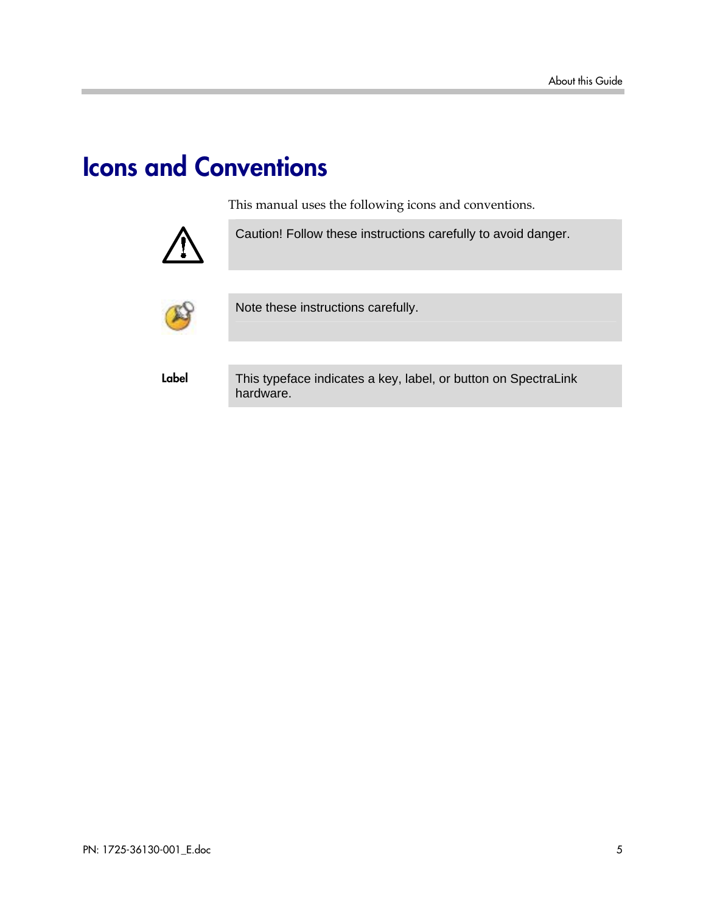# Icons and Conventions

This manual uses the following icons and conventions.

| | |
|---|---|
| | Caution! Follow these instructions carefully to avoid danger. |
| | Note these instructions carefully. |
| **Label** | This typeface indicates a key, label, or button on SpectraLink hardware. |

PN: 1725-36130-001_E.doc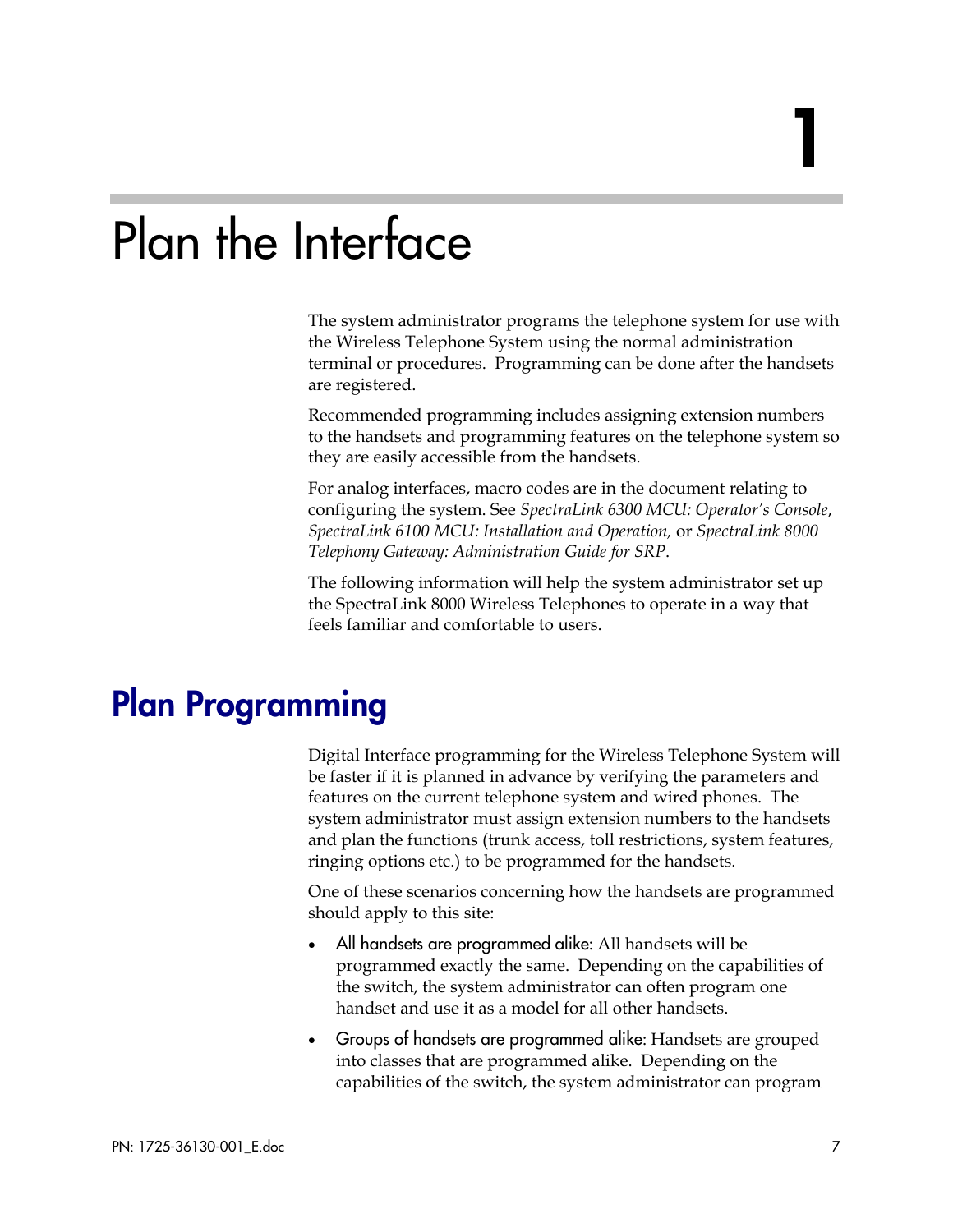# 1

# Plan the Interface

The system administrator programs the telephone system for use with the Wireless Telephone System using the normal administration terminal or procedures. Programming can be done after the handsets are registered.

Recommended programming includes assigning extension numbers to the handsets and programming features on the telephone system so they are easily accessible from the handsets.

For analog interfaces, macro codes are in the document relating to configuring the system. See *SpectraLink 6300 MCU: Operator's Console*, *SpectraLink 6100 MCU: Installation and Operation,* or *SpectraLink 8000 Telephony Gateway: Administration Guide for SRP*.

The following information will help the system administrator set up the SpectraLink 8000 Wireless Telephones to operate in a way that feels familiar and comfortable to users.

## Plan Programming

Digital Interface programming for the Wireless Telephone System will be faster if it is planned in advance by verifying the parameters and features on the current telephone system and wired phones. The system administrator must assign extension numbers to the handsets and plan the functions (trunk access, toll restrictions, system features, ringing options etc.) to be programmed for the handsets.

One of these scenarios concerning how the handsets are programmed should apply to this site:

- All handsets are programmed alike: All handsets will be programmed exactly the same. Depending on the capabilities of the switch, the system administrator can often program one handset and use it as a model for all other handsets.
- Groups of handsets are programmed alike: Handsets are grouped into classes that are programmed alike. Depending on the capabilities of the switch, the system administrator can program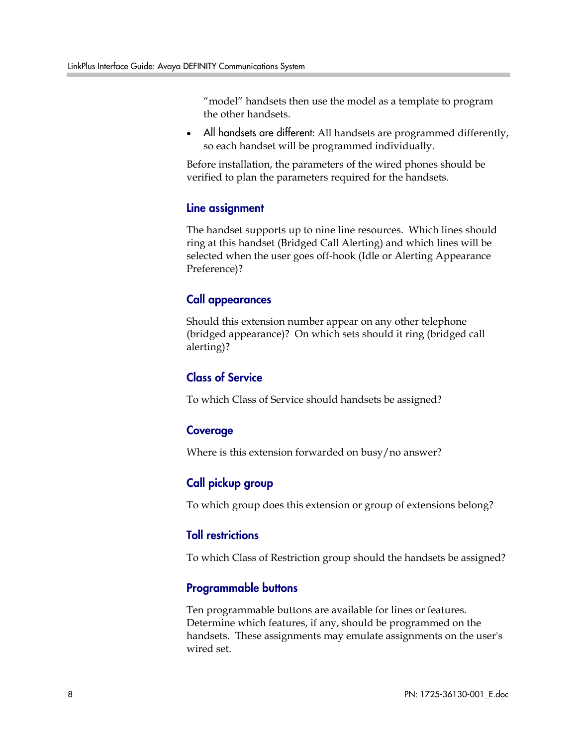"model" handsets then use the model as a template to program the other handsets.

- All handsets are different: All handsets are programmed differently, so each handset will be programmed individually.

Before installation, the parameters of the wired phones should be verified to plan the parameters required for the handsets.

### Line assignment

The handset supports up to nine line resources. Which lines should ring at this handset (Bridged Call Alerting) and which lines will be selected when the user goes off-hook (Idle or Alerting Appearance Preference)?

### Call appearances

Should this extension number appear on any other telephone (bridged appearance)? On which sets should it ring (bridged call alerting)?

### Class of Service

To which Class of Service should handsets be assigned?

### Coverage

Where is this extension forwarded on busy/no answer?

### Call pickup group

To which group does this extension or group of extensions belong?

### Toll restrictions

To which Class of Restriction group should the handsets be assigned?

### Programmable buttons

Ten programmable buttons are available for lines or features. Determine which features, if any, should be programmed on the handsets. These assignments may emulate assignments on the user's wired set.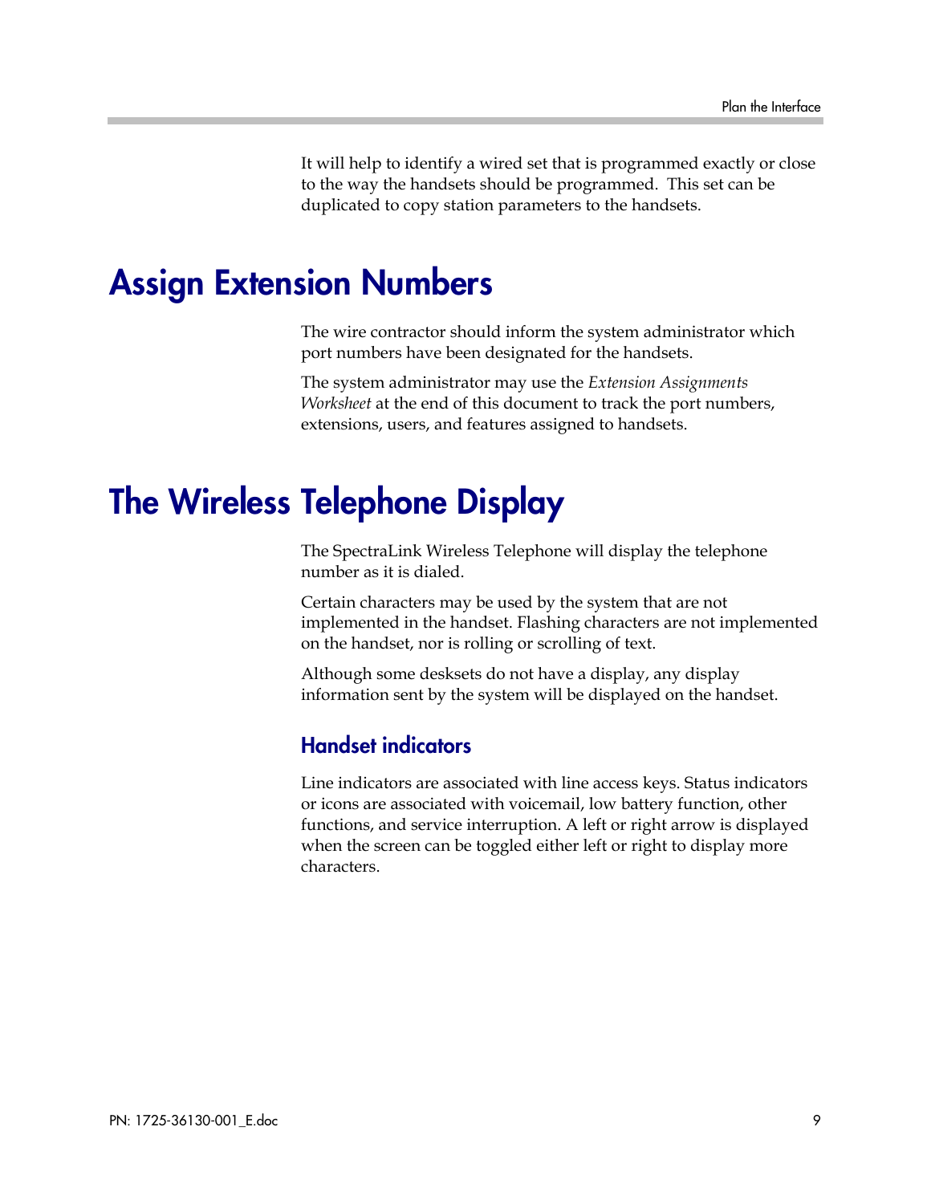It will help to identify a wired set that is programmed exactly or close to the way the handsets should be programmed. This set can be duplicated to copy station parameters to the handsets.

# Assign Extension Numbers

The wire contractor should inform the system administrator which port numbers have been designated for the handsets.

The system administrator may use the *Extension Assignments Worksheet* at the end of this document to track the port numbers, extensions, users, and features assigned to handsets.

# The Wireless Telephone Display

The SpectraLink Wireless Telephone will display the telephone number as it is dialed.

Certain characters may be used by the system that are not implemented in the handset. Flashing characters are not implemented on the handset, nor is rolling or scrolling of text.

Although some desksets do not have a display, any display information sent by the system will be displayed on the handset.

## Handset indicators

Line indicators are associated with line access keys. Status indicators or icons are associated with voicemail, low battery function, other functions, and service interruption. A left or right arrow is displayed when the screen can be toggled either left or right to display more characters.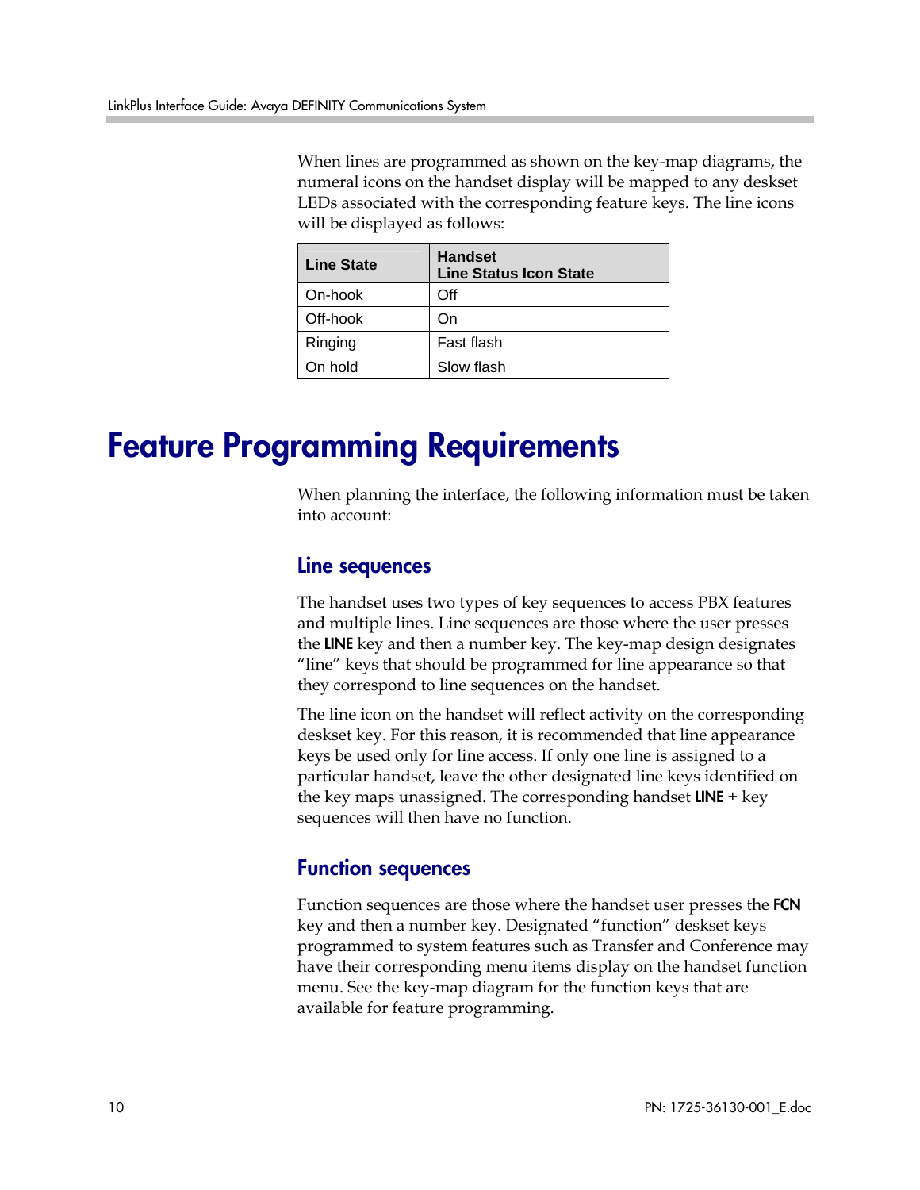When lines are programmed as shown on the key-map diagrams, the numeral icons on the handset display will be mapped to any deskset LEDs associated with the corresponding feature keys. The line icons will be displayed as follows:

| Line State | Handset Line Status Icon State |
|---|---|
| On-hook | Off |
| Off-hook | On |
| Ringing | Fast flash |
| On hold | Slow flash |

# Feature Programming Requirements

When planning the interface, the following information must be taken into account:

## Line sequences

The handset uses two types of key sequences to access PBX features and multiple lines. Line sequences are those where the user presses the **LINE** key and then a number key. The key-map design designates "line" keys that should be programmed for line appearance so that they correspond to line sequences on the handset.

The line icon on the handset will reflect activity on the corresponding deskset key. For this reason, it is recommended that line appearance keys be used only for line access. If only one line is assigned to a particular handset, leave the other designated line keys identified on the key maps unassigned. The corresponding handset **LINE** + key sequences will then have no function.

## Function sequences

Function sequences are those where the handset user presses the **FCN** key and then a number key. Designated "function" deskset keys programmed to system features such as Transfer and Conference may have their corresponding menu items display on the handset function menu. See the key-map diagram for the function keys that are available for feature programming.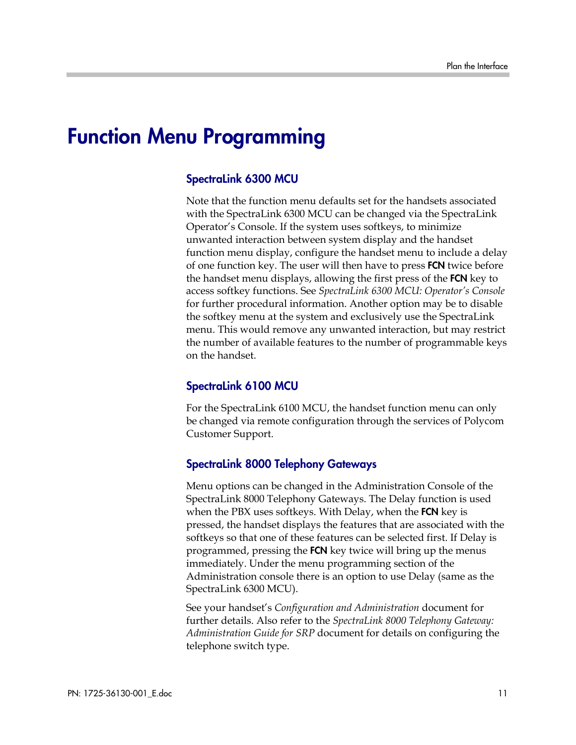# Function Menu Programming

## SpectraLink 6300 MCU

Note that the function menu defaults set for the handsets associated with the SpectraLink 6300 MCU can be changed via the SpectraLink Operator's Console. If the system uses softkeys, to minimize unwanted interaction between system display and the handset function menu display, configure the handset menu to include a delay of one function key. The user will then have to press **FCN** twice before the handset menu displays, allowing the first press of the **FCN** key to access softkey functions. See *SpectraLink 6300 MCU: Operator's Console* for further procedural information. Another option may be to disable the softkey menu at the system and exclusively use the SpectraLink menu. This would remove any unwanted interaction, but may restrict the number of available features to the number of programmable keys on the handset.

## SpectraLink 6100 MCU

For the SpectraLink 6100 MCU, the handset function menu can only be changed via remote configuration through the services of Polycom Customer Support.

## SpectraLink 8000 Telephony Gateways

Menu options can be changed in the Administration Console of the SpectraLink 8000 Telephony Gateways. The Delay function is used when the PBX uses softkeys. With Delay, when the **FCN** key is pressed, the handset displays the features that are associated with the softkeys so that one of these features can be selected first. If Delay is programmed, pressing the **FCN** key twice will bring up the menus immediately. Under the menu programming section of the Administration console there is an option to use Delay (same as the SpectraLink 6300 MCU).

See your handset's *Configuration and Administration* document for further details. Also refer to the *SpectraLink 8000 Telephony Gateway: Administration Guide for SRP* document for details on configuring the telephone switch type.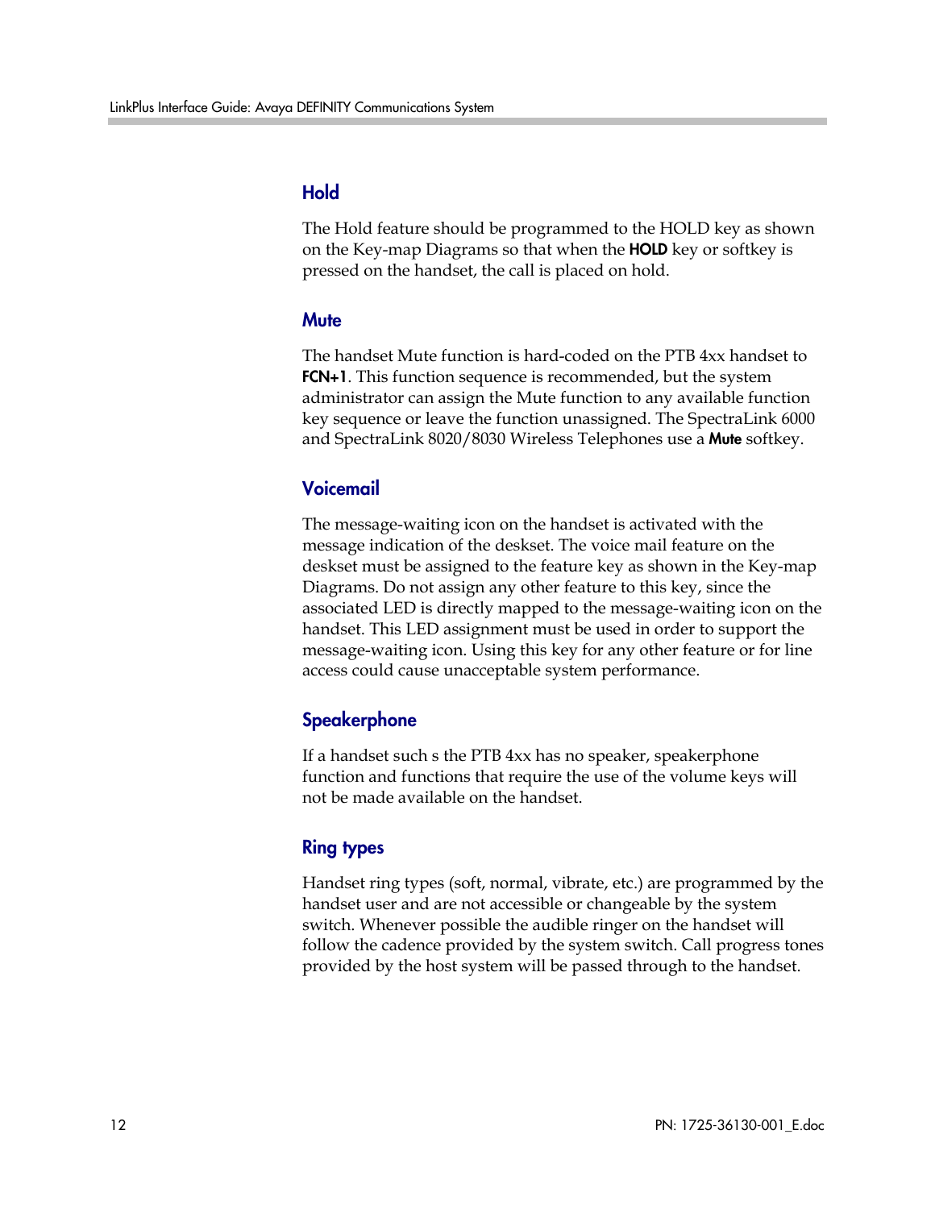### Hold

The Hold feature should be programmed to the HOLD key as shown on the Key-map Diagrams so that when the **HOLD** key or softkey is pressed on the handset, the call is placed on hold.

### Mute

The handset Mute function is hard-coded on the PTB 4xx handset to **FCN+1**. This function sequence is recommended, but the system administrator can assign the Mute function to any available function key sequence or leave the function unassigned. The SpectraLink 6000 and SpectraLink 8020/8030 Wireless Telephones use a **Mute** softkey.

### Voicemail

The message-waiting icon on the handset is activated with the message indication of the deskset. The voice mail feature on the deskset must be assigned to the feature key as shown in the Key-map Diagrams. Do not assign any other feature to this key, since the associated LED is directly mapped to the message-waiting icon on the handset. This LED assignment must be used in order to support the message-waiting icon. Using this key for any other feature or for line access could cause unacceptable system performance.

### Speakerphone

If a handset such s the PTB 4xx has no speaker, speakerphone function and functions that require the use of the volume keys will not be made available on the handset.

### Ring types

Handset ring types (soft, normal, vibrate, etc.) are programmed by the handset user and are not accessible or changeable by the system switch. Whenever possible the audible ringer on the handset will follow the cadence provided by the system switch. Call progress tones provided by the host system will be passed through to the handset.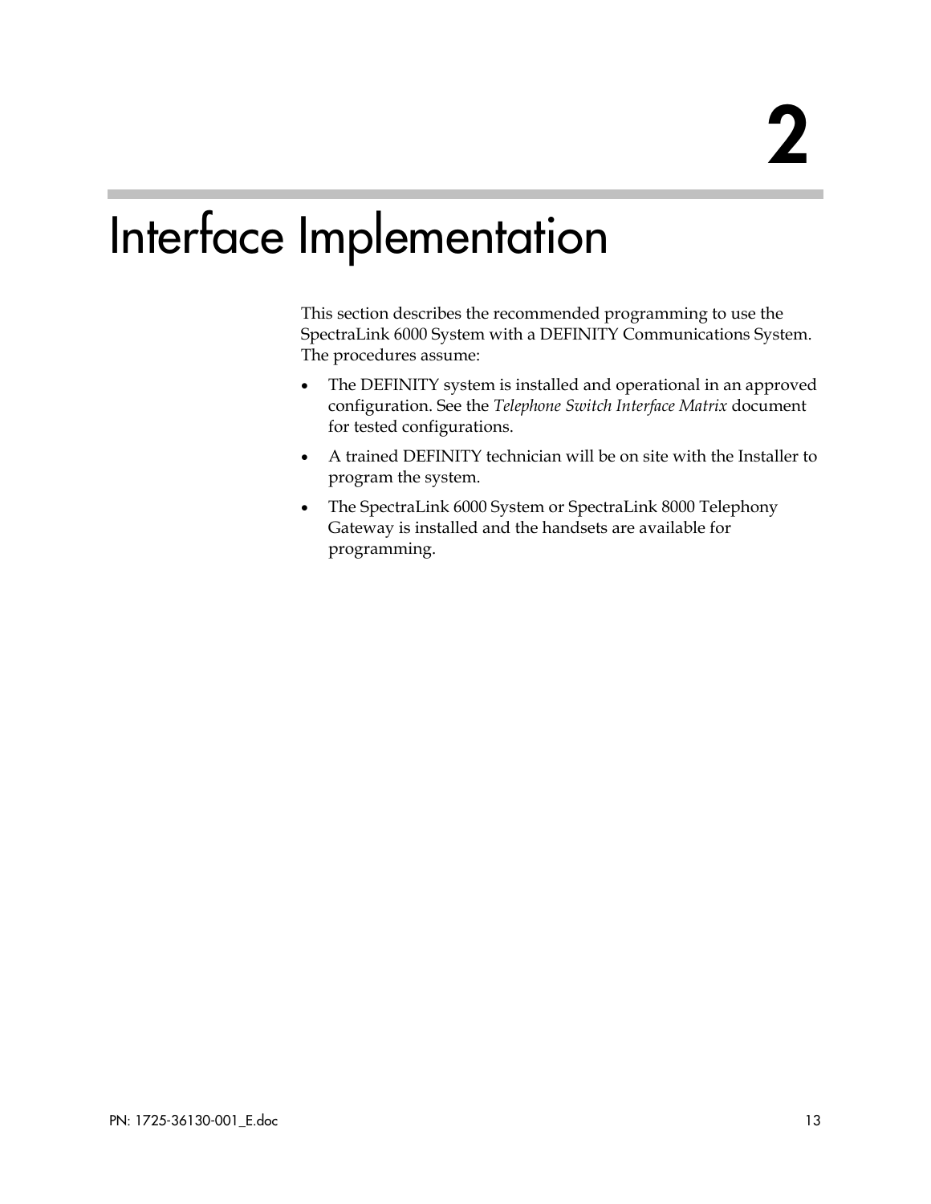# 2

# Interface Implementation

This section describes the recommended programming to use the SpectraLink 6000 System with a DEFINITY Communications System. The procedures assume:

- The DEFINITY system is installed and operational in an approved configuration. See the *Telephone Switch Interface Matrix* document for tested configurations.
- A trained DEFINITY technician will be on site with the Installer to program the system.
- The SpectraLink 6000 System or SpectraLink 8000 Telephony Gateway is installed and the handsets are available for programming.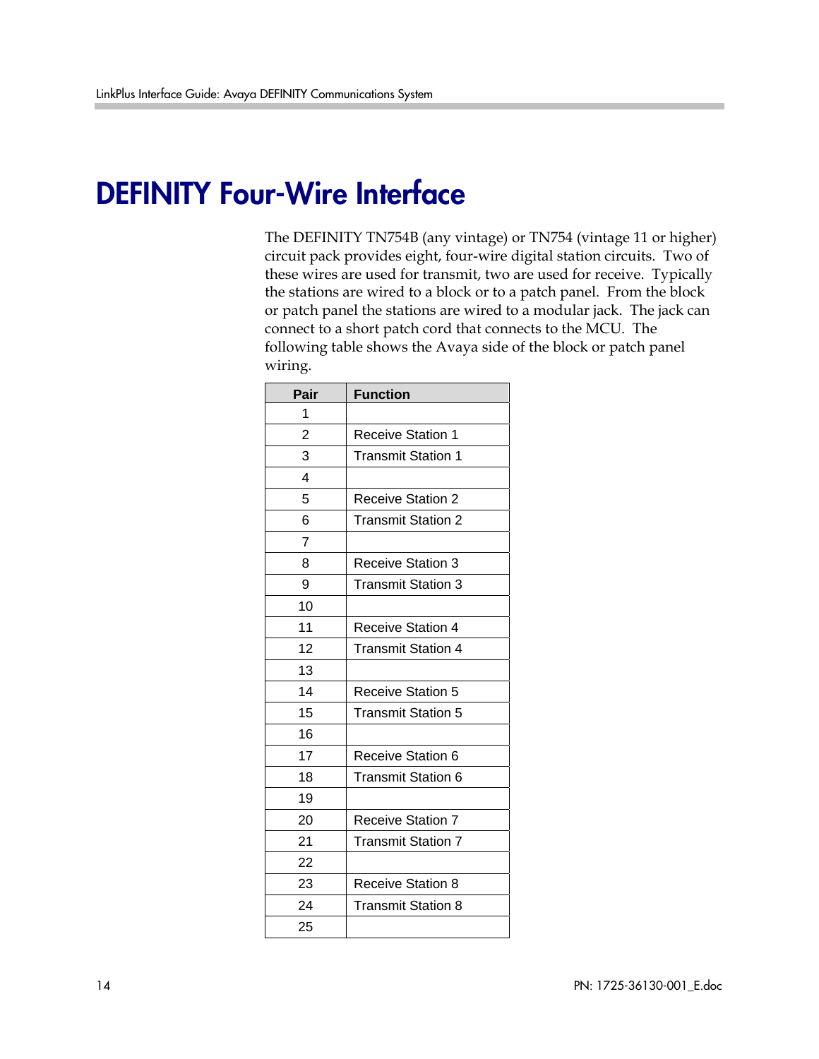# DEFINITY Four-Wire Interface

The DEFINITY TN754B (any vintage) or TN754 (vintage 11 or higher) circuit pack provides eight, four-wire digital station circuits. Two of these wires are used for transmit, two are used for receive. Typically the stations are wired to a block or to a patch panel. From the block or patch panel the stations are wired to a modular jack. The jack can connect to a short patch cord that connects to the MCU. The following table shows the Avaya side of the block or patch panel wiring.

| Pair | Function |
|---|---|
| 1 | |
| 2 | Receive Station 1 |
| 3 | Transmit Station 1 |
| 4 | |
| 5 | Receive Station 2 |
| 6 | Transmit Station 2 |
| 7 | |
| 8 | Receive Station 3 |
| 9 | Transmit Station 3 |
| 10 | |
| 11 | Receive Station 4 |
| 12 | Transmit Station 4 |
| 13 | |
| 14 | Receive Station 5 |
| 15 | Transmit Station 5 |
| 16 | |
| 17 | Receive Station 6 |
| 18 | Transmit Station 6 |
| 19 | |
| 20 | Receive Station 7 |
| 21 | Transmit Station 7 |
| 22 | |
| 23 | Receive Station 8 |
| 24 | Transmit Station 8 |
| 25 | |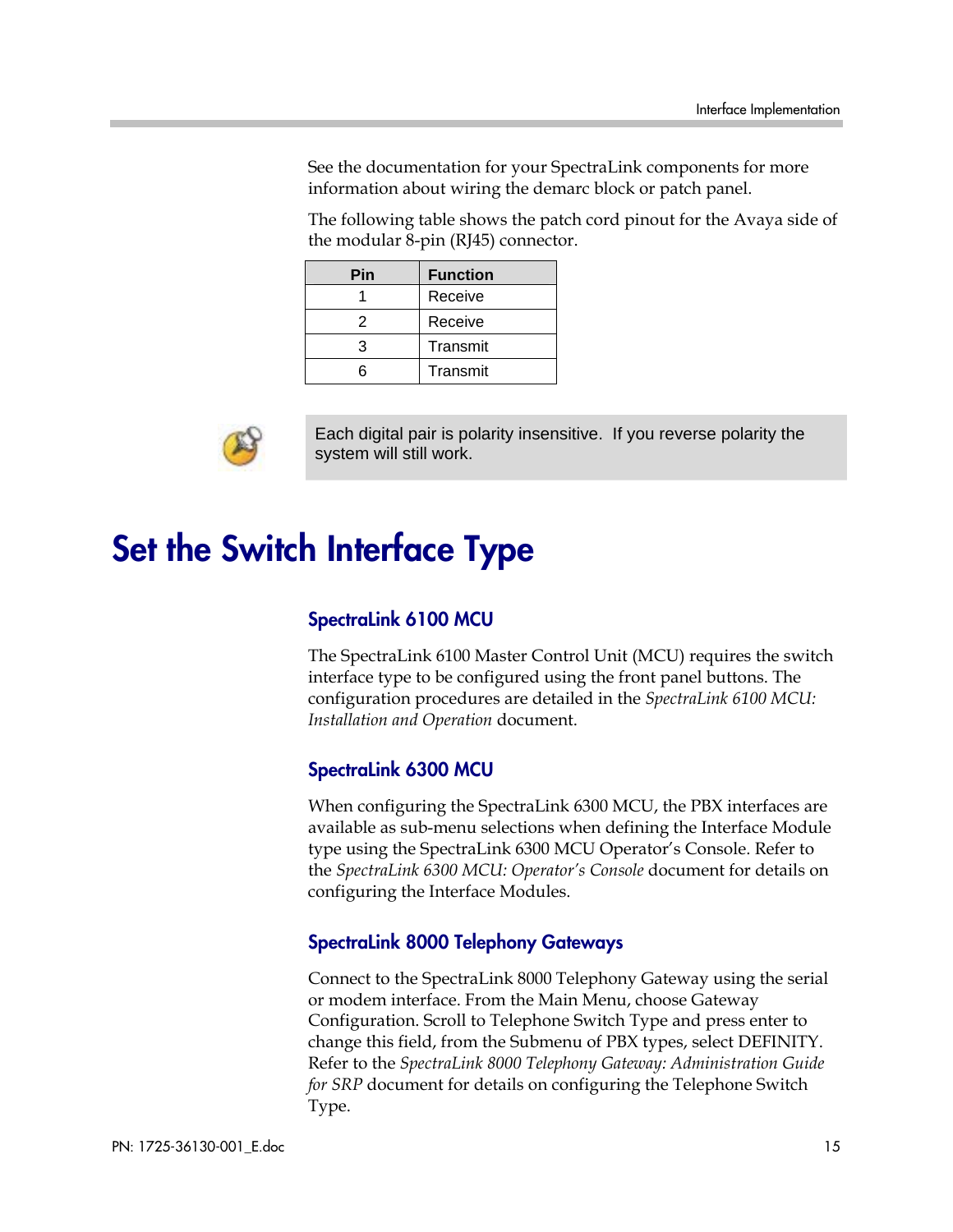See the documentation for your SpectraLink components for more information about wiring the demarc block or patch panel.

The following table shows the patch cord pinout for the Avaya side of the modular 8-pin (RJ45) connector.

| Pin | Function |
|---|---|
| 1 | Receive |
| 2 | Receive |
| 3 | Transmit |
| 6 | Transmit |

> Each digital pair is polarity insensitive. If you reverse polarity the system will still work.

# Set the Switch Interface Type

### SpectraLink 6100 MCU

The SpectraLink 6100 Master Control Unit (MCU) requires the switch interface type to be configured using the front panel buttons. The configuration procedures are detailed in the *SpectraLink 6100 MCU: Installation and Operation* document.

### SpectraLink 6300 MCU

When configuring the SpectraLink 6300 MCU, the PBX interfaces are available as sub-menu selections when defining the Interface Module type using the SpectraLink 6300 MCU Operator's Console. Refer to the *SpectraLink 6300 MCU: Operator's Console* document for details on configuring the Interface Modules.

### SpectraLink 8000 Telephony Gateways

Connect to the SpectraLink 8000 Telephony Gateway using the serial or modem interface. From the Main Menu, choose Gateway Configuration. Scroll to Telephone Switch Type and press enter to change this field, from the Submenu of PBX types, select DEFINITY. Refer to the *SpectraLink 8000 Telephony Gateway: Administration Guide for SRP* document for details on configuring the Telephone Switch Type.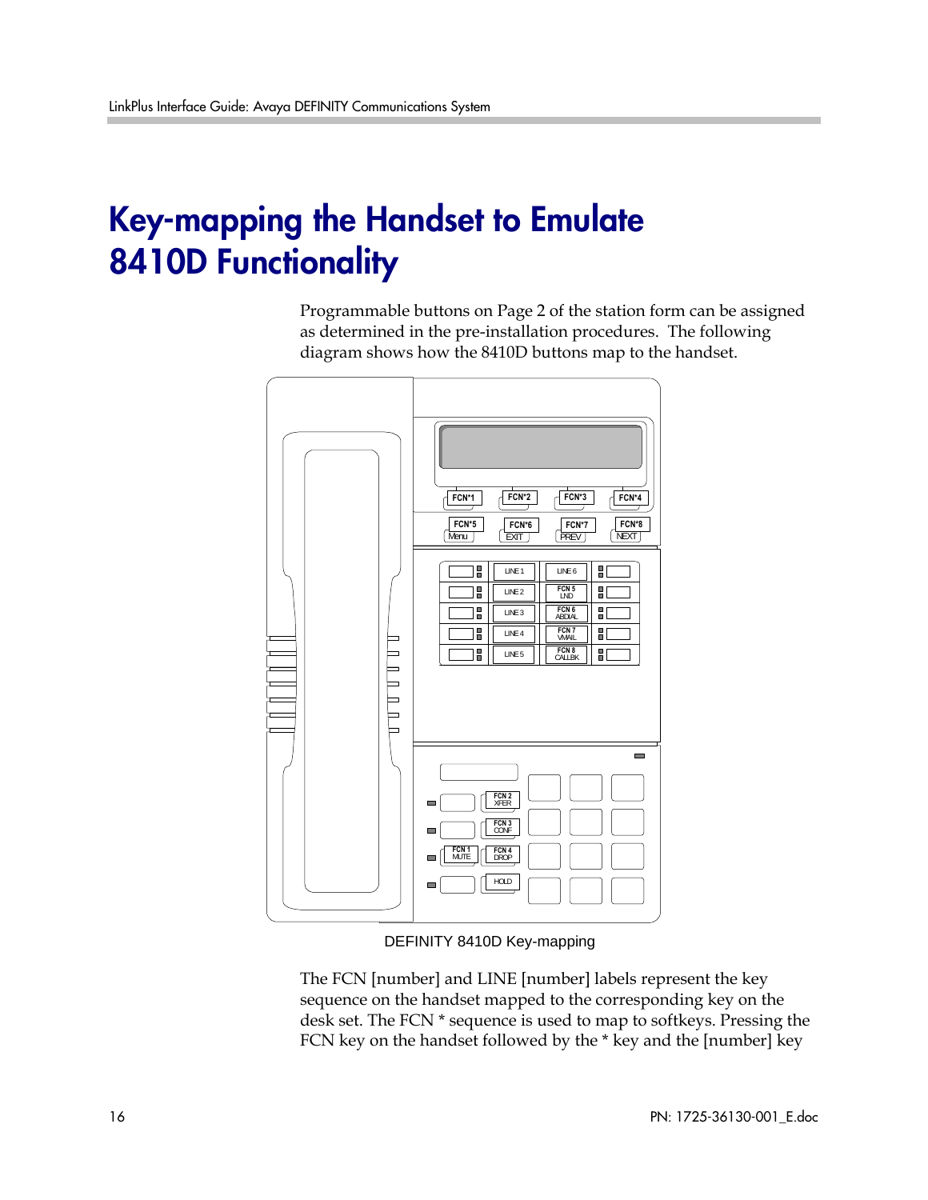# Key-mapping the Handset to Emulate 8410D Functionality

Programmable buttons on Page 2 of the station form can be assigned as determined in the pre-installation procedures. The following diagram shows how the 8410D buttons map to the handset.

DEFINITY 8410D Key-mapping

The FCN [number] and LINE [number] labels represent the key sequence on the handset mapped to the corresponding key on the desk set. The FCN * sequence is used to map to softkeys. Pressing the FCN key on the handset followed by the * key and the [number] key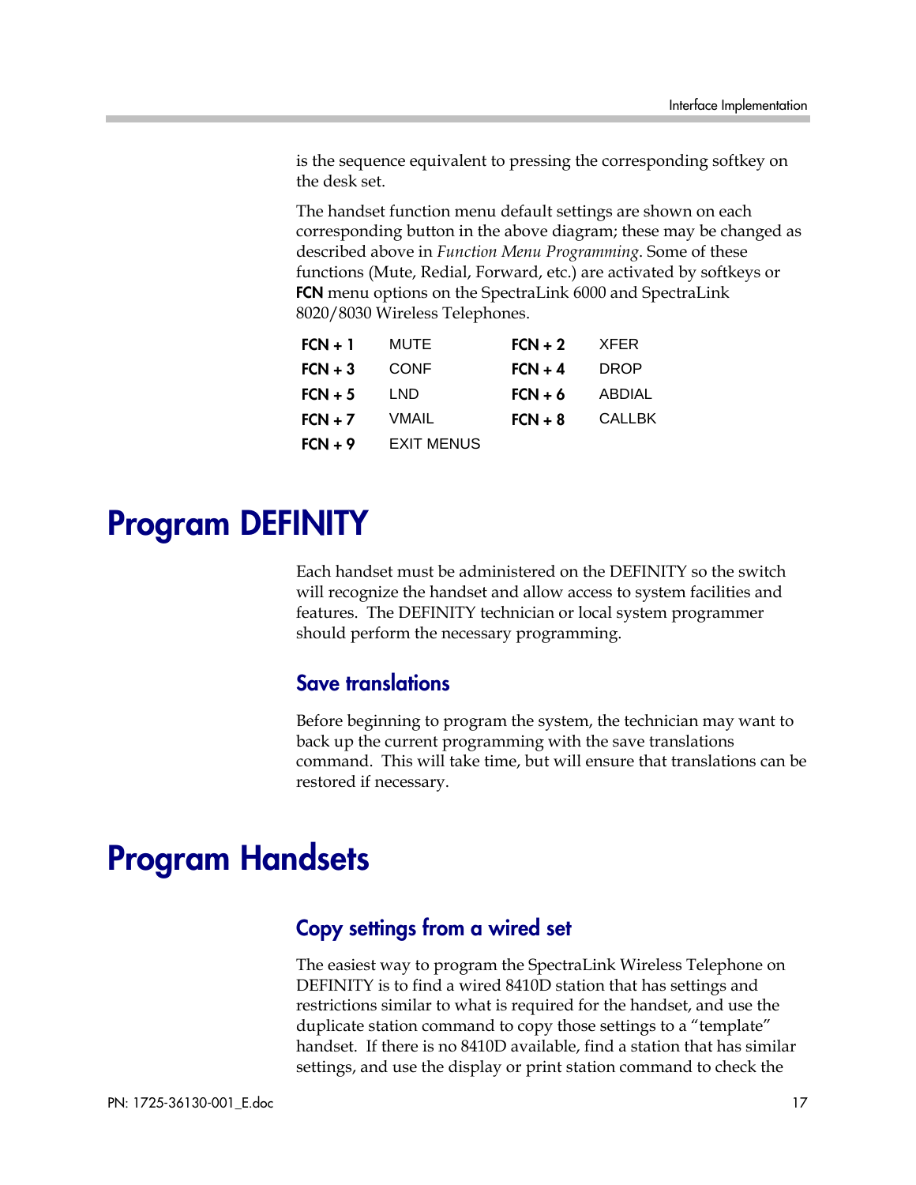is the sequence equivalent to pressing the corresponding softkey on the desk set.

The handset function menu default settings are shown on each corresponding button in the above diagram; these may be changed as described above in *Function Menu Programming*. Some of these functions (Mute, Redial, Forward, etc.) are activated by softkeys or **FCN** menu options on the SpectraLink 6000 and SpectraLink 8020/8030 Wireless Telephones.

| | | | |
|---|---|---|---|
| **FCN + 1** | MUTE | **FCN + 2** | XFER |
| **FCN + 3** | CONF | **FCN + 4** | DROP |
| **FCN + 5** | LND | **FCN + 6** | ABDIAL |
| **FCN + 7** | VMAIL | **FCN + 8** | CALLBK |
| **FCN + 9** | EXIT MENUS | | |

# Program DEFINITY

Each handset must be administered on the DEFINITY so the switch will recognize the handset and allow access to system facilities and features. The DEFINITY technician or local system programmer should perform the necessary programming.

## Save translations

Before beginning to program the system, the technician may want to back up the current programming with the save translations command. This will take time, but will ensure that translations can be restored if necessary.

# Program Handsets

## Copy settings from a wired set

The easiest way to program the SpectraLink Wireless Telephone on DEFINITY is to find a wired 8410D station that has settings and restrictions similar to what is required for the handset, and use the duplicate station command to copy those settings to a "template" handset. If there is no 8410D available, find a station that has similar settings, and use the display or print station command to check the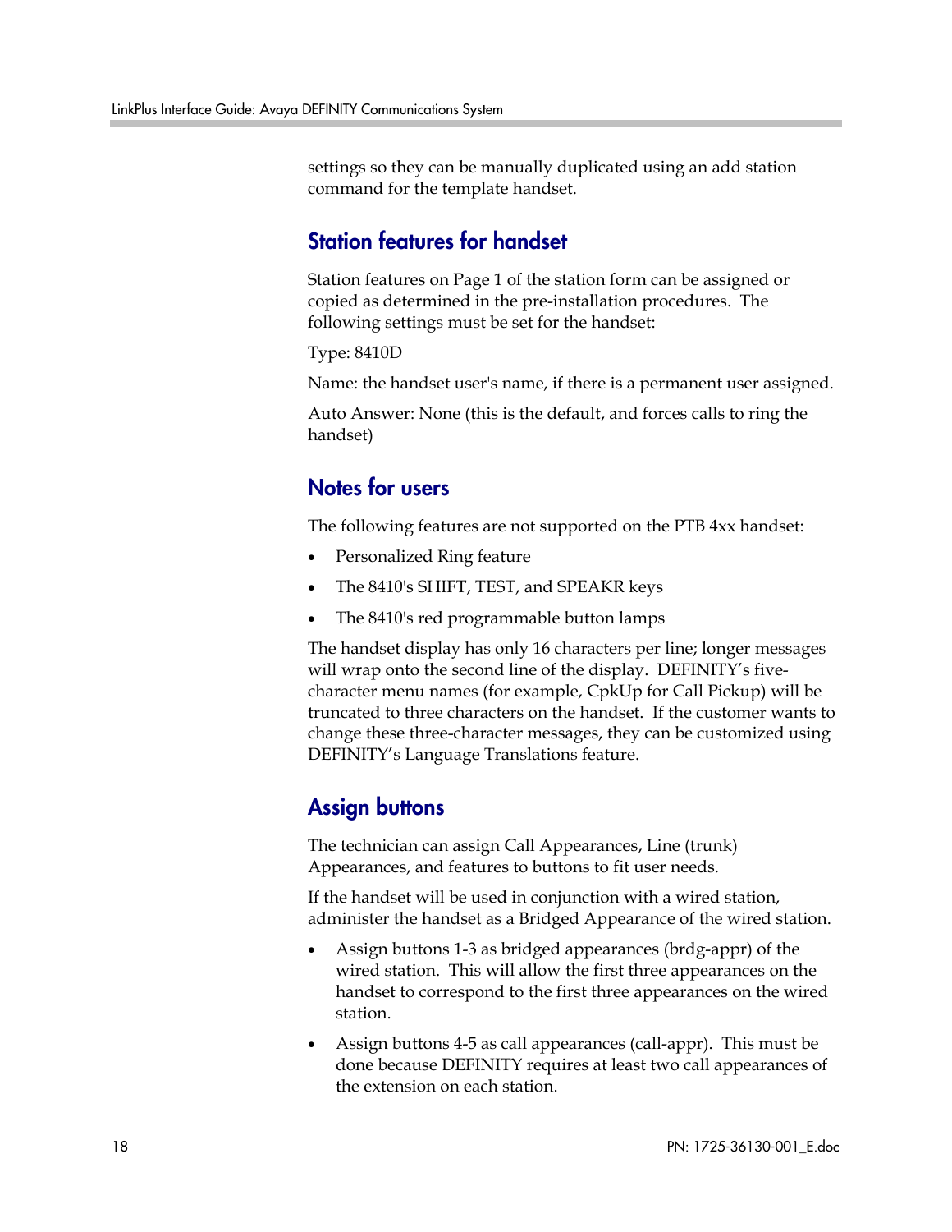settings so they can be manually duplicated using an add station command for the template handset.

## Station features for handset

Station features on Page 1 of the station form can be assigned or copied as determined in the pre-installation procedures. The following settings must be set for the handset:

Type: 8410D

Name: the handset user's name, if there is a permanent user assigned.

Auto Answer: None (this is the default, and forces calls to ring the handset)

## Notes for users

The following features are not supported on the PTB 4xx handset:

- Personalized Ring feature
- The 8410's SHIFT, TEST, and SPEAKR keys
- The 8410's red programmable button lamps

The handset display has only 16 characters per line; longer messages will wrap onto the second line of the display. DEFINITY's five-character menu names (for example, CpkUp for Call Pickup) will be truncated to three characters on the handset. If the customer wants to change these three-character messages, they can be customized using DEFINITY's Language Translations feature.

## Assign buttons

The technician can assign Call Appearances, Line (trunk) Appearances, and features to buttons to fit user needs.

If the handset will be used in conjunction with a wired station, administer the handset as a Bridged Appearance of the wired station.

- Assign buttons 1-3 as bridged appearances (brdg-appr) of the wired station. This will allow the first three appearances on the handset to correspond to the first three appearances on the wired station.
- Assign buttons 4-5 as call appearances (call-appr). This must be done because DEFINITY requires at least two call appearances of the extension on each station.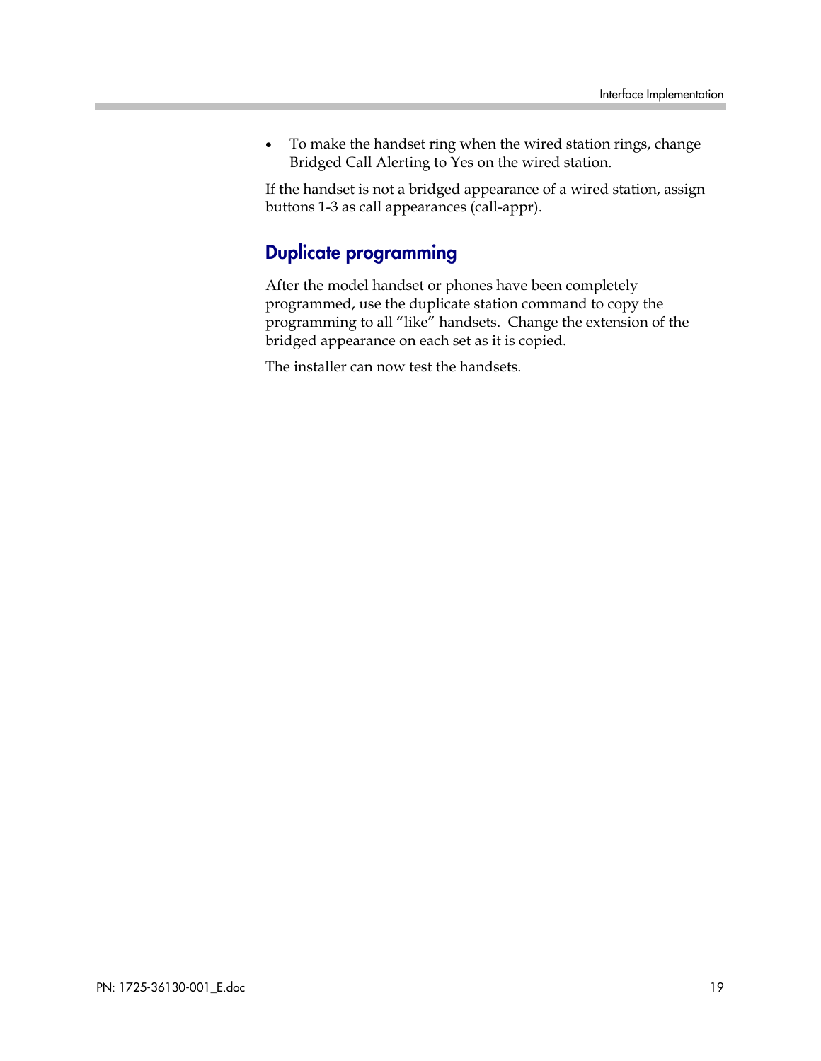- To make the handset ring when the wired station rings, change Bridged Call Alerting to Yes on the wired station.

If the handset is not a bridged appearance of a wired station, assign buttons 1-3 as call appearances (call-appr).

## Duplicate programming

After the model handset or phones have been completely programmed, use the duplicate station command to copy the programming to all “like” handsets. Change the extension of the bridged appearance on each set as it is copied.

The installer can now test the handsets.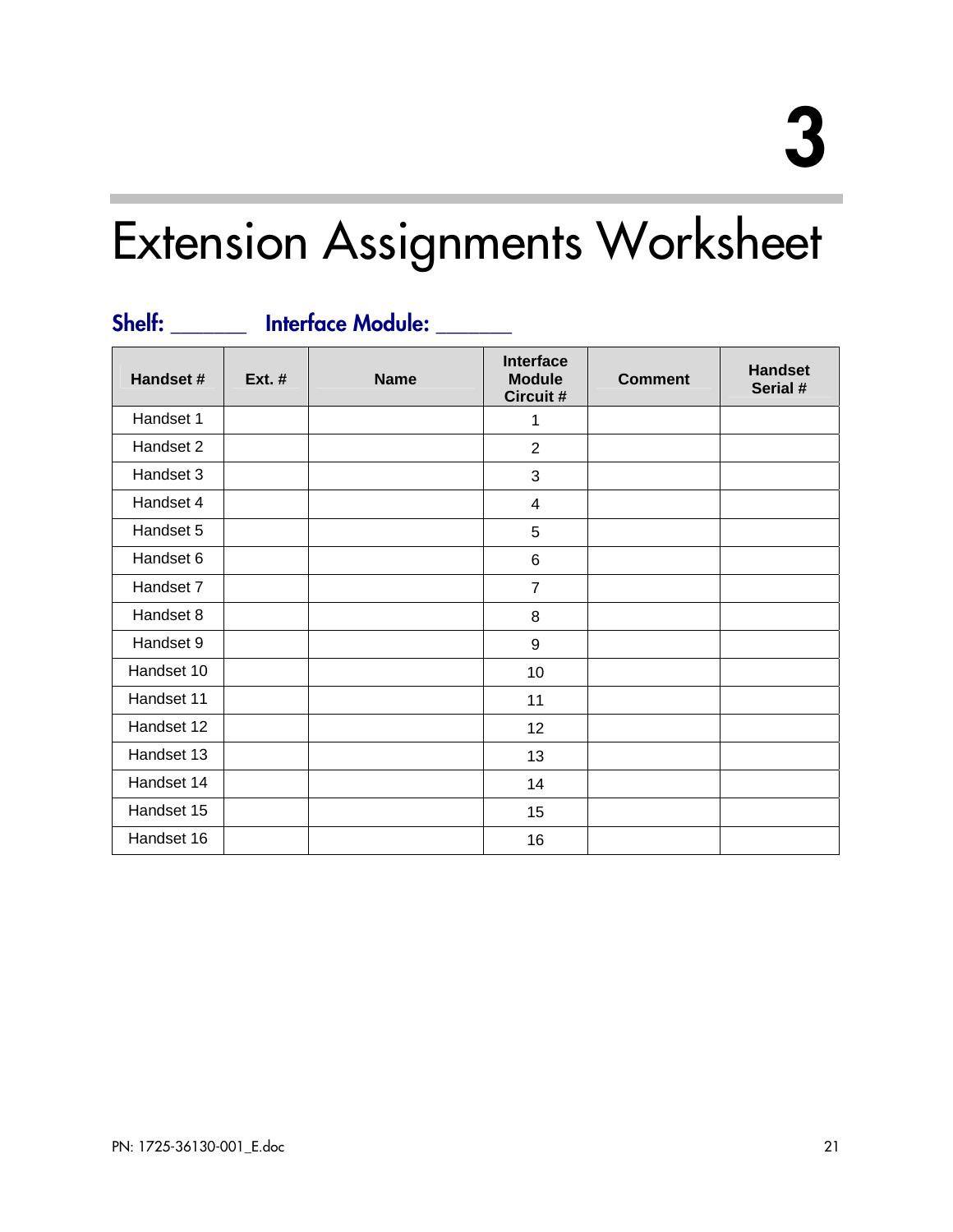# 3

# Extension Assignments Worksheet

## Shelf: ______ Interface Module: ______

| Handset # | Ext. # | Name | Interface Module Circuit # | Comment | Handset Serial # |
|---|---|---|---|---|---|
| Handset 1 | | | 1 | | |
| Handset 2 | | | 2 | | |
| Handset 3 | | | 3 | | |
| Handset 4 | | | 4 | | |
| Handset 5 | | | 5 | | |
| Handset 6 | | | 6 | | |
| Handset 7 | | | 7 | | |
| Handset 8 | | | 8 | | |
| Handset 9 | | | 9 | | |
| Handset 10 | | | 10 | | |
| Handset 11 | | | 11 | | |
| Handset 12 | | | 12 | | |
| Handset 13 | | | 13 | | |
| Handset 14 | | | 14 | | |
| Handset 15 | | | 15 | | |
| Handset 16 | | | 16 | | |

PN: 1725-36130-001_E.doc